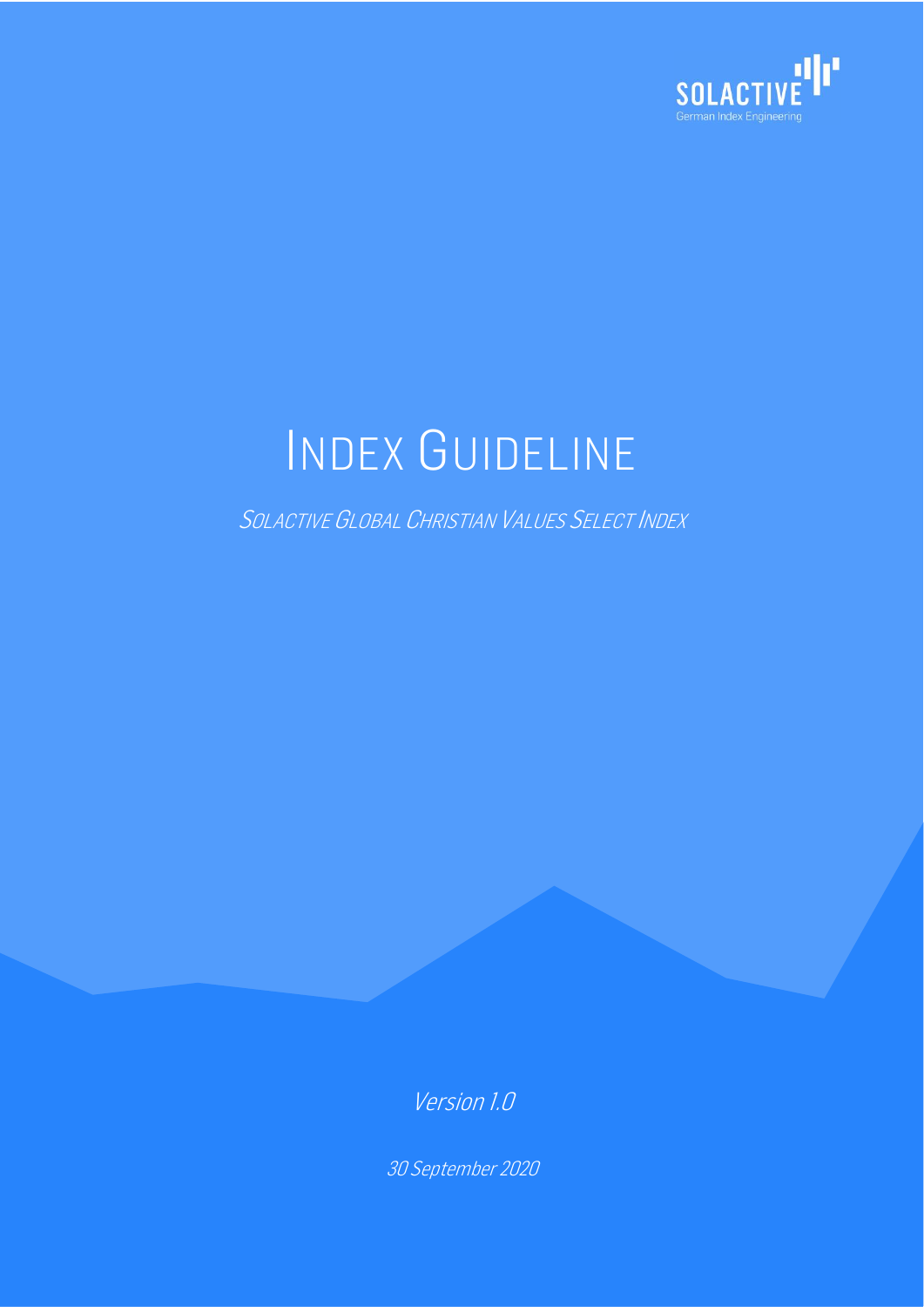SOLACTIVE
German Index Engineering

# INDEX GUIDELINE

## SOLACTIVE GLOBAL CHRISTIAN VALUES SELECT INDEX

*Version 1.0*

*30 September 2020*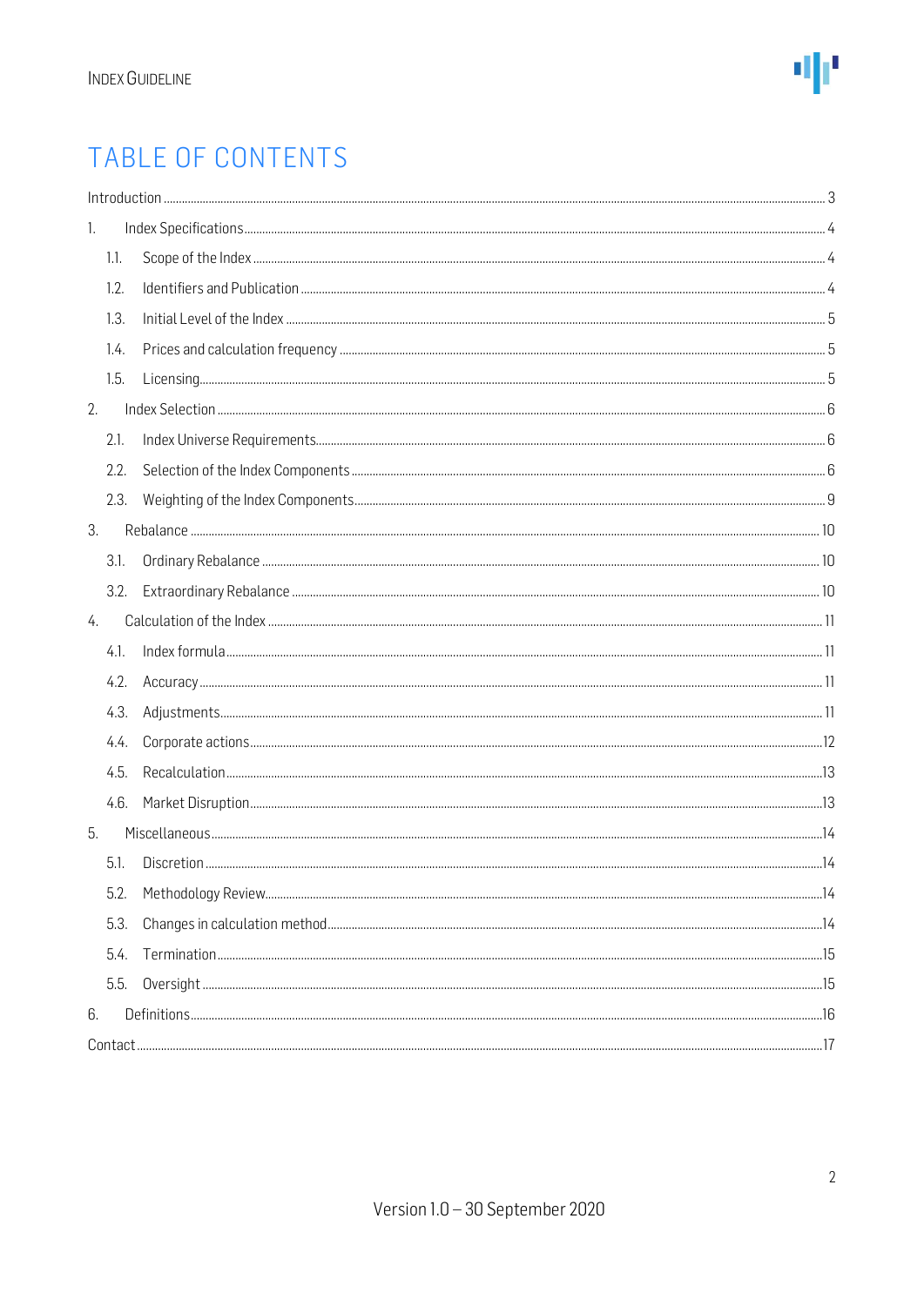# TABLE OF CONTENTS

Introduction ........ 3

1. Index Specifications ........ 4
   - 1.1. Scope of the Index ........ 4
   - 1.2. Identifiers and Publication ........ 4
   - 1.3. Initial Level of the Index ........ 5
   - 1.4. Prices and calculation frequency ........ 5
   - 1.5. Licensing ........ 5
2. Index Selection ........ 6
   - 2.1. Index Universe Requirements ........ 6
   - 2.2. Selection of the Index Components ........ 6
   - 2.3. Weighting of the Index Components ........ 9
3. Rebalance ........ 10
   - 3.1. Ordinary Rebalance ........ 10
   - 3.2. Extraordinary Rebalance ........ 10
4. Calculation of the Index ........ 11
   - 4.1. Index formula ........ 11
   - 4.2. Accuracy ........ 11
   - 4.3. Adjustments ........ 11
   - 4.4. Corporate actions ........ 12
   - 4.5. Recalculation ........ 13
   - 4.6. Market Disruption ........ 13
5. Miscellaneous ........ 14
   - 5.1. Discretion ........ 14
   - 5.2. Methodology Review ........ 14
   - 5.3. Changes in calculation method ........ 14
   - 5.4. Termination ........ 15
   - 5.5. Oversight ........ 15
6. Definitions ........ 16

Contact ........ 17

Version 1.0 – 30 September 2020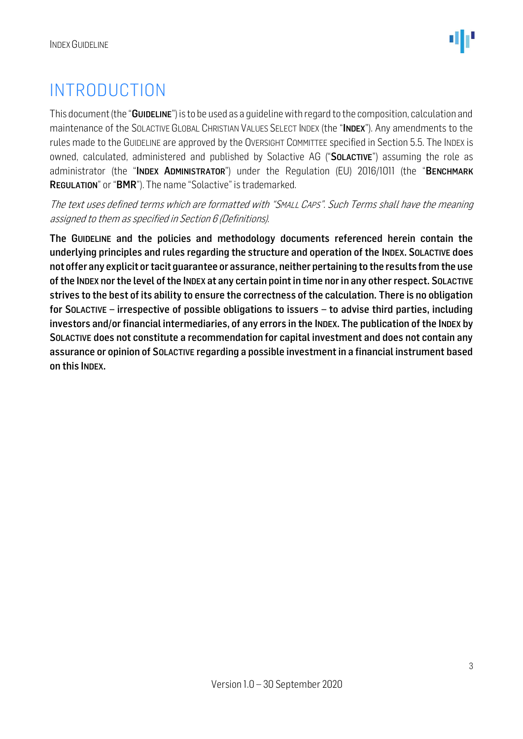# INTRODUCTION

This document (the "**GUIDELINE**") is to be used as a guideline with regard to the composition, calculation and maintenance of the SOLACTIVE GLOBAL CHRISTIAN VALUES SELECT INDEX (the "**INDEX**"). Any amendments to the rules made to the GUIDELINE are approved by the OVERSIGHT COMMITTEE specified in Section 5.5. The INDEX is owned, calculated, administered and published by Solactive AG ("**SOLACTIVE**") assuming the role as administrator (the "**INDEX ADMINISTRATOR**") under the Regulation (EU) 2016/1011 (the "**BENCHMARK REGULATION**" or "**BMR**"). The name "Solactive" is trademarked.

*The text uses defined terms which are formatted with "SMALL CAPS". Such Terms shall have the meaning assigned to them as specified in Section 6 (Definitions).*

**The GUIDELINE and the policies and methodology documents referenced herein contain the underlying principles and rules regarding the structure and operation of the INDEX. SOLACTIVE does not offer any explicit or tacit guarantee or assurance, neither pertaining to the results from the use of the INDEX nor the level of the INDEX at any certain point in time nor in any other respect. SOLACTIVE strives to the best of its ability to ensure the correctness of the calculation. There is no obligation for SOLACTIVE – irrespective of possible obligations to issuers – to advise third parties, including investors and/or financial intermediaries, of any errors in the INDEX. The publication of the INDEX by SOLACTIVE does not constitute a recommendation for capital investment and does not contain any assurance or opinion of SOLACTIVE regarding a possible investment in a financial instrument based on this INDEX.**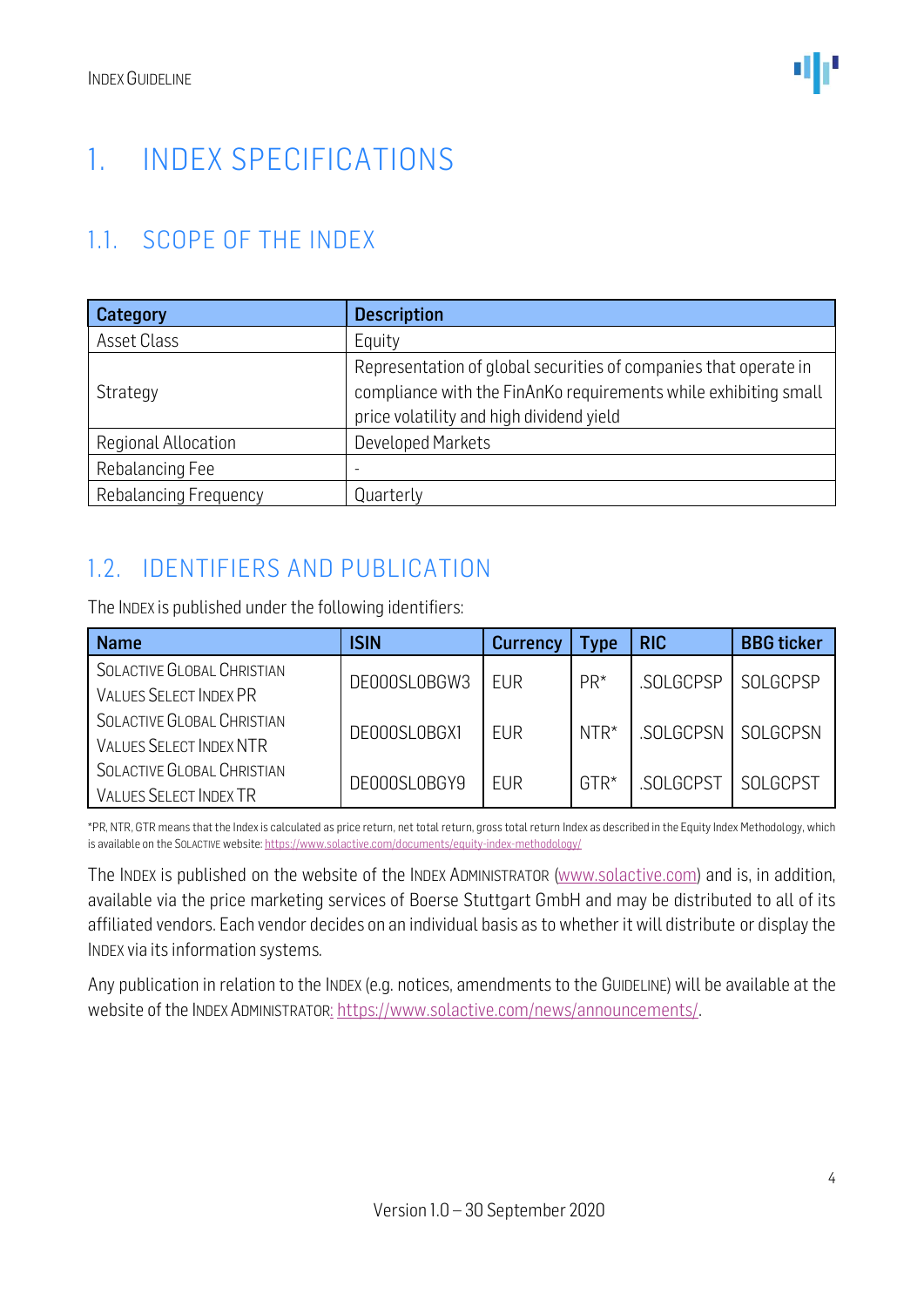# 1. INDEX SPECIFICATIONS

## 1.1. SCOPE OF THE INDEX

| Category | Description |
| --- | --- |
| Asset Class | Equity |
| Strategy | Representation of global securities of companies that operate in compliance with the FinAnKo requirements while exhibiting small price volatility and high dividend yield |
| Regional Allocation | Developed Markets |
| Rebalancing Fee | - |
| Rebalancing Frequency | Quarterly |

## 1.2. IDENTIFIERS AND PUBLICATION

The INDEX is published under the following identifiers:

| Name | ISIN | Currency | Type | RIC | BBG ticker |
| --- | --- | --- | --- | --- | --- |
| SOLACTIVE GLOBAL CHRISTIAN VALUES SELECT INDEX PR | DE000SL0BGW3 | EUR | PR* | .SOLGCPSP | SOLGCPSP |
| SOLACTIVE GLOBAL CHRISTIAN VALUES SELECT INDEX NTR | DE000SL0BGX1 | EUR | NTR* | .SOLGCPSN | SOLGCPSN |
| SOLACTIVE GLOBAL CHRISTIAN VALUES SELECT INDEX TR | DE000SL0BGY9 | EUR | GTR* | .SOLGCPST | SOLGCPST |

*PR, NTR, GTR means that the Index is calculated as price return, net total return, gross total return Index as described in the Equity Index Methodology, which is available on the SOLACTIVE website: https://www.solactive.com/documents/equity-index-methodology/

The INDEX is published on the website of the INDEX ADMINISTRATOR (www.solactive.com) and is, in addition, available via the price marketing services of Boerse Stuttgart GmbH and may be distributed to all of its affiliated vendors. Each vendor decides on an individual basis as to whether it will distribute or display the INDEX via its information systems.

Any publication in relation to the INDEX (e.g. notices, amendments to the GUIDELINE) will be available at the website of the INDEX ADMINISTRATOR: https://www.solactive.com/news/announcements/.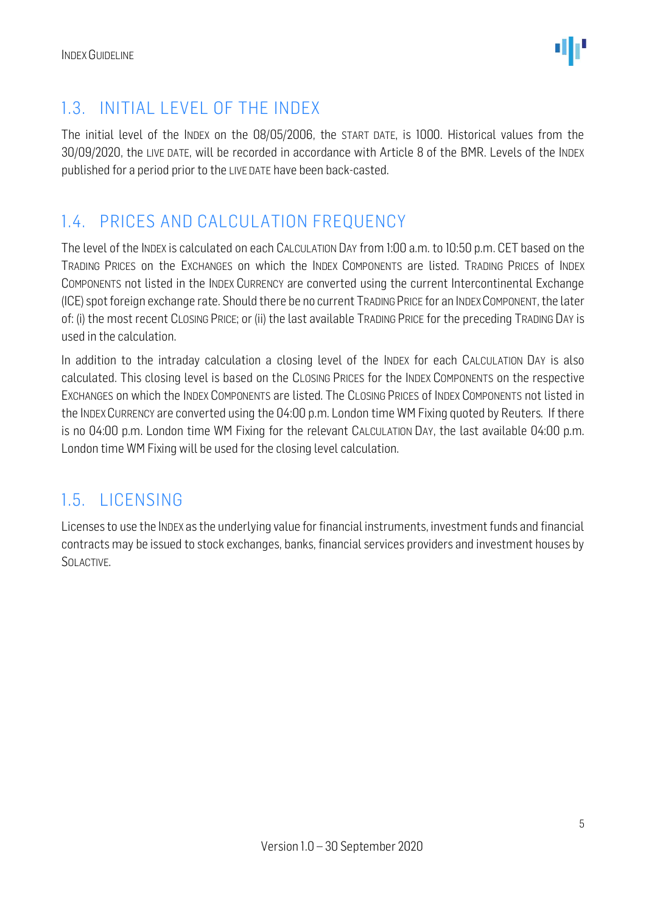## 1.3. INITIAL LEVEL OF THE INDEX

The initial level of the INDEX on the 08/05/2006, the START DATE, is 1000. Historical values from the 30/09/2020, the LIVE DATE, will be recorded in accordance with Article 8 of the BMR. Levels of the INDEX published for a period prior to the LIVE DATE have been back-casted.

## 1.4. PRICES AND CALCULATION FREQUENCY

The level of the INDEX is calculated on each CALCULATION DAY from 1:00 a.m. to 10:50 p.m. CET based on the TRADING PRICES on the EXCHANGES on which the INDEX COMPONENTS are listed. TRADING PRICES of INDEX COMPONENTS not listed in the INDEX CURRENCY are converted using the current Intercontinental Exchange (ICE) spot foreign exchange rate. Should there be no current TRADING PRICE for an INDEX COMPONENT, the later of: (i) the most recent CLOSING PRICE; or (ii) the last available TRADING PRICE for the preceding TRADING DAY is used in the calculation.

In addition to the intraday calculation a closing level of the INDEX for each CALCULATION DAY is also calculated. This closing level is based on the CLOSING PRICES for the INDEX COMPONENTS on the respective EXCHANGES on which the INDEX COMPONENTS are listed. The CLOSING PRICES of INDEX COMPONENTS not listed in the INDEX CURRENCY are converted using the 04:00 p.m. London time WM Fixing quoted by Reuters. If there is no 04:00 p.m. London time WM Fixing for the relevant CALCULATION DAY, the last available 04:00 p.m. London time WM Fixing will be used for the closing level calculation.

## 1.5. LICENSING

Licenses to use the INDEX as the underlying value for financial instruments, investment funds and financial contracts may be issued to stock exchanges, banks, financial services providers and investment houses by SOLACTIVE.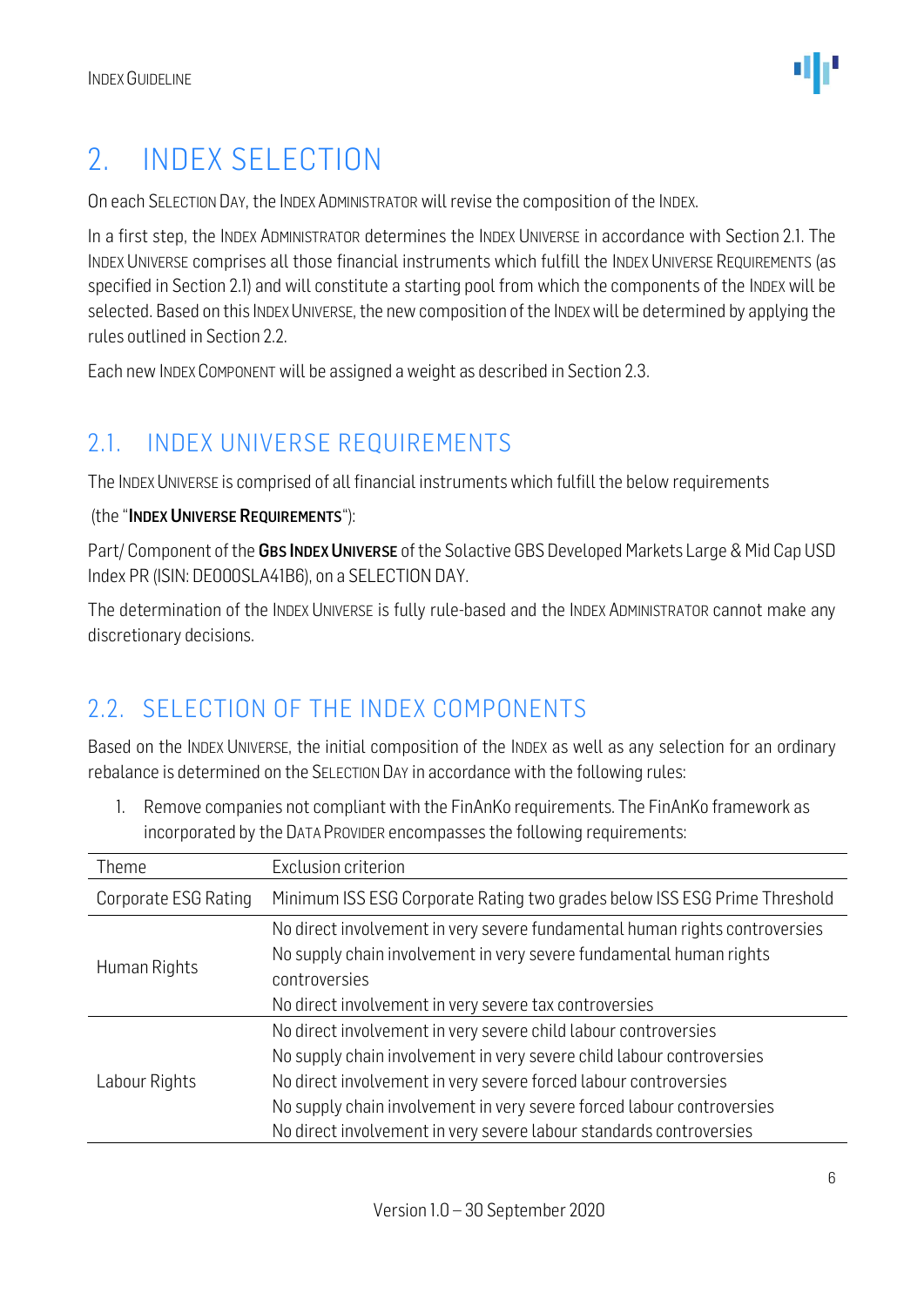# 2. INDEX SELECTION

On each SELECTION DAY, the INDEX ADMINISTRATOR will revise the composition of the INDEX.

In a first step, the INDEX ADMINISTRATOR determines the INDEX UNIVERSE in accordance with Section 2.1. The INDEX UNIVERSE comprises all those financial instruments which fulfill the INDEX UNIVERSE REQUIREMENTS (as specified in Section 2.1) and will constitute a starting pool from which the components of the INDEX will be selected. Based on this INDEX UNIVERSE, the new composition of the INDEX will be determined by applying the rules outlined in Section 2.2.

Each new INDEX COMPONENT will be assigned a weight as described in Section 2.3.

## 2.1. INDEX UNIVERSE REQUIREMENTS

The INDEX UNIVERSE is comprised of all financial instruments which fulfill the below requirements

(the "**INDEX UNIVERSE REQUIREMENTS**"):

Part/ Component of the **GBS INDEX UNIVERSE** of the Solactive GBS Developed Markets Large & Mid Cap USD Index PR (ISIN: DE000SLA41B6), on a SELECTION DAY.

The determination of the INDEX UNIVERSE is fully rule-based and the INDEX ADMINISTRATOR cannot make any discretionary decisions.

## 2.2. SELECTION OF THE INDEX COMPONENTS

Based on the INDEX UNIVERSE, the initial composition of the INDEX as well as any selection for an ordinary rebalance is determined on the SELECTION DAY in accordance with the following rules:

1. Remove companies not compliant with the FinAnKo requirements. The FinAnKo framework as incorporated by the DATA PROVIDER encompasses the following requirements:

| Theme | Exclusion criterion |
|---|---|
| Corporate ESG Rating | Minimum ISS ESG Corporate Rating two grades below ISS ESG Prime Threshold |
| Human Rights | No direct involvement in very severe fundamental human rights controversies<br>No supply chain involvement in very severe fundamental human rights controversies<br>No direct involvement in very severe tax controversies |
| Labour Rights | No direct involvement in very severe child labour controversies<br>No supply chain involvement in very severe child labour controversies<br>No direct involvement in very severe forced labour controversies<br>No supply chain involvement in very severe forced labour controversies<br>No direct involvement in very severe labour standards controversies |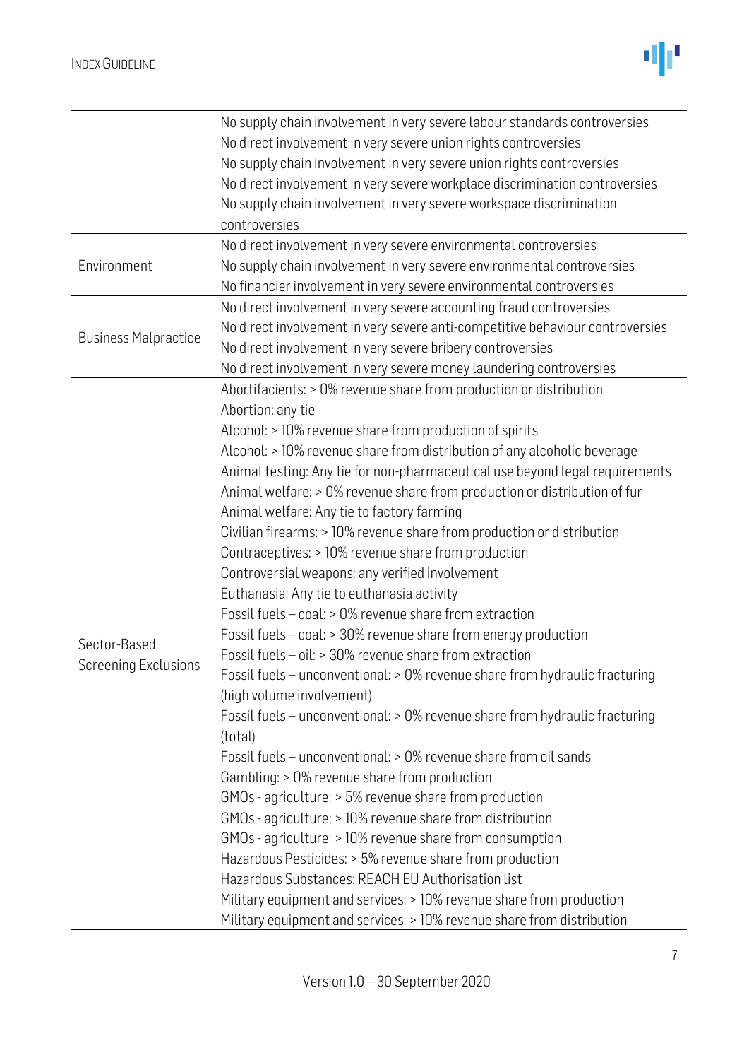| | |
|---|---|
| | No supply chain involvement in very severe labour standards controversies<br>No direct involvement in very severe union rights controversies<br>No supply chain involvement in very severe union rights controversies<br>No direct involvement in very severe workplace discrimination controversies<br>No supply chain involvement in very severe workspace discrimination controversies |
| Environment | No direct involvement in very severe environmental controversies<br>No supply chain involvement in very severe environmental controversies<br>No financier involvement in very severe environmental controversies |
| Business Malpractice | No direct involvement in very severe accounting fraud controversies<br>No direct involvement in very severe anti-competitive behaviour controversies<br>No direct involvement in very severe bribery controversies<br>No direct involvement in very severe money laundering controversies |
| Sector-Based Screening Exclusions | Abortifacients: > 0% revenue share from production or distribution<br>Abortion: any tie<br>Alcohol: > 10% revenue share from production of spirits<br>Alcohol: > 10% revenue share from distribution of any alcoholic beverage<br>Animal testing: Any tie for non-pharmaceutical use beyond legal requirements<br>Animal welfare: > 0% revenue share from production or distribution of fur<br>Animal welfare: Any tie to factory farming<br>Civilian firearms: > 10% revenue share from production or distribution<br>Contraceptives: > 10% revenue share from production<br>Controversial weapons: any verified involvement<br>Euthanasia: Any tie to euthanasia activity<br>Fossil fuels – coal: > 0% revenue share from extraction<br>Fossil fuels – coal: > 30% revenue share from energy production<br>Fossil fuels – oil: > 30% revenue share from extraction<br>Fossil fuels – unconventional: > 0% revenue share from hydraulic fracturing (high volume involvement)<br>Fossil fuels – unconventional: > 0% revenue share from hydraulic fracturing (total)<br>Fossil fuels – unconventional: > 0% revenue share from oil sands<br>Gambling: > 0% revenue share from production<br>GMOs - agriculture: > 5% revenue share from production<br>GMOs - agriculture: > 10% revenue share from distribution<br>GMOs - agriculture: > 10% revenue share from consumption<br>Hazardous Pesticides: > 5% revenue share from production<br>Hazardous Substances: REACH EU Authorisation list<br>Military equipment and services: > 10% revenue share from production<br>Military equipment and services: > 10% revenue share from distribution |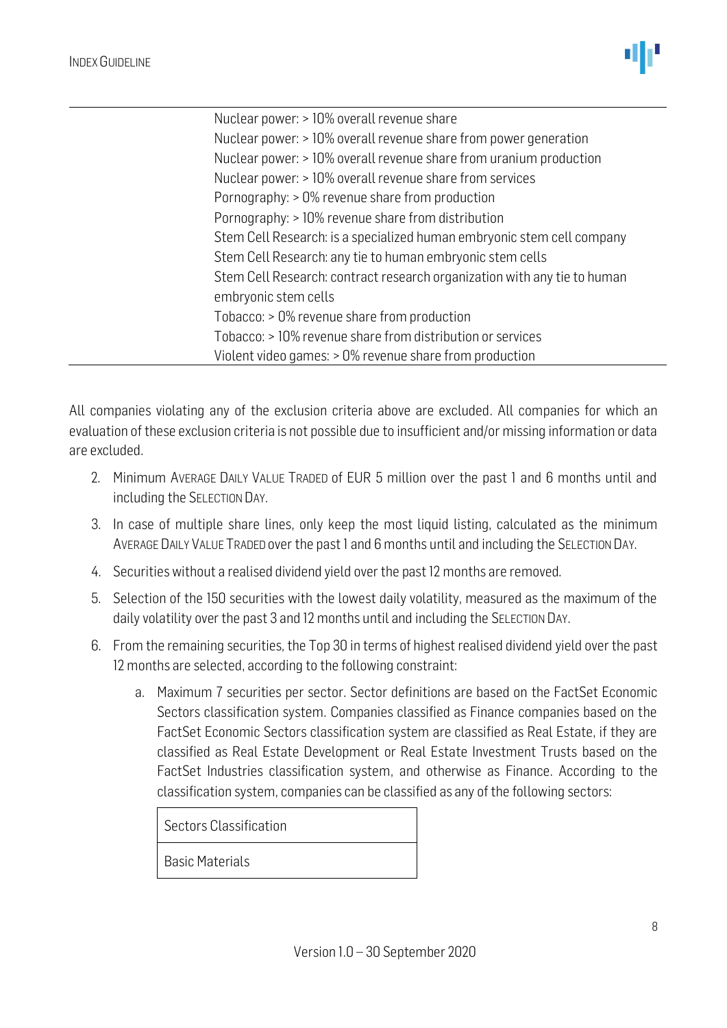| | |
|---|---|
| | Nuclear power: > 10% overall revenue share |
| | Nuclear power: > 10% overall revenue share from power generation |
| | Nuclear power: > 10% overall revenue share from uranium production |
| | Nuclear power: > 10% overall revenue share from services |
| | Pornography: > 0% revenue share from production |
| | Pornography: > 10% revenue share from distribution |
| | Stem Cell Research: is a specialized human embryonic stem cell company |
| | Stem Cell Research: any tie to human embryonic stem cells |
| | Stem Cell Research: contract research organization with any tie to human embryonic stem cells |
| | Tobacco: > 0% revenue share from production |
| | Tobacco: > 10% revenue share from distribution or services |
| | Violent video games: > 0% revenue share from production |

All companies violating any of the exclusion criteria above are excluded. All companies for which an evaluation of these exclusion criteria is not possible due to insufficient and/or missing information or data are excluded.

2. Minimum AVERAGE DAILY VALUE TRADED of EUR 5 million over the past 1 and 6 months until and including the SELECTION DAY.
3. In case of multiple share lines, only keep the most liquid listing, calculated as the minimum AVERAGE DAILY VALUE TRADED over the past 1 and 6 months until and including the SELECTION DAY.
4. Securities without a realised dividend yield over the past 12 months are removed.
5. Selection of the 150 securities with the lowest daily volatility, measured as the maximum of the daily volatility over the past 3 and 12 months until and including the SELECTION DAY.
6. From the remaining securities, the Top 30 in terms of highest realised dividend yield over the past 12 months are selected, according to the following constraint:
   a. Maximum 7 securities per sector. Sector definitions are based on the FactSet Economic Sectors classification system. Companies classified as Finance companies based on the FactSet Economic Sectors classification system are classified as Real Estate, if they are classified as Real Estate Development or Real Estate Investment Trusts based on the FactSet Industries classification system, and otherwise as Finance. According to the classification system, companies can be classified as any of the following sectors:

| Sectors Classification |
|---|
| Basic Materials |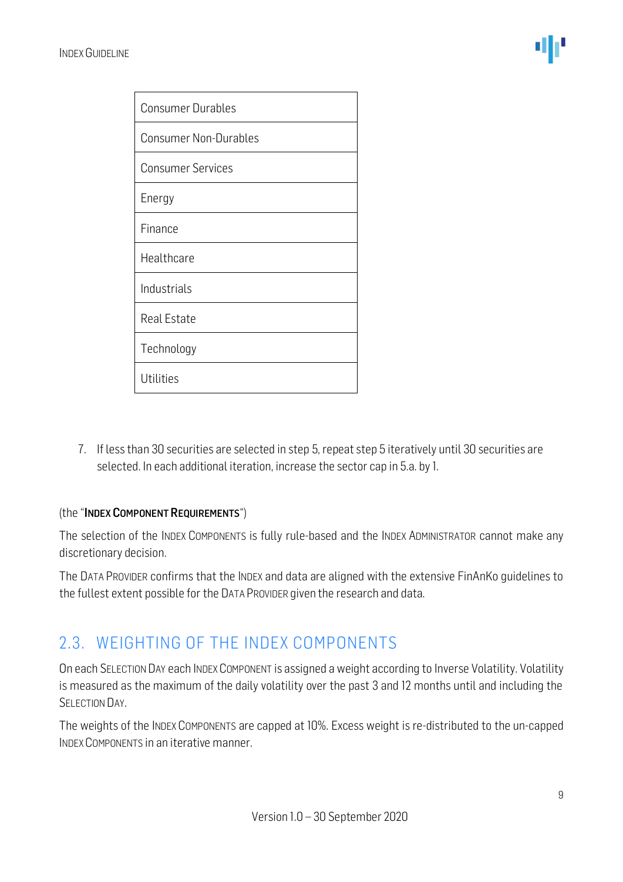| Consumer Durables |
|---|
| Consumer Non-Durables |
| Consumer Services |
| Energy |
| Finance |
| Healthcare |
| Industrials |
| Real Estate |
| Technology |
| Utilities |

7. If less than 30 securities are selected in step 5, repeat step 5 iteratively until 30 securities are selected. In each additional iteration, increase the sector cap in 5.a. by 1.

(the "**INDEX COMPONENT REQUIREMENTS**")

The selection of the INDEX COMPONENTS is fully rule-based and the INDEX ADMINISTRATOR cannot make any discretionary decision.

The DATA PROVIDER confirms that the INDEX and data are aligned with the extensive FinAnKo guidelines to the fullest extent possible for the DATA PROVIDER given the research and data.

## 2.3. WEIGHTING OF THE INDEX COMPONENTS

On each SELECTION DAY each INDEX COMPONENT is assigned a weight according to Inverse Volatility. Volatility is measured as the maximum of the daily volatility over the past 3 and 12 months until and including the SELECTION DAY.

The weights of the INDEX COMPONENTS are capped at 10%. Excess weight is re-distributed to the un-capped INDEX COMPONENTS in an iterative manner.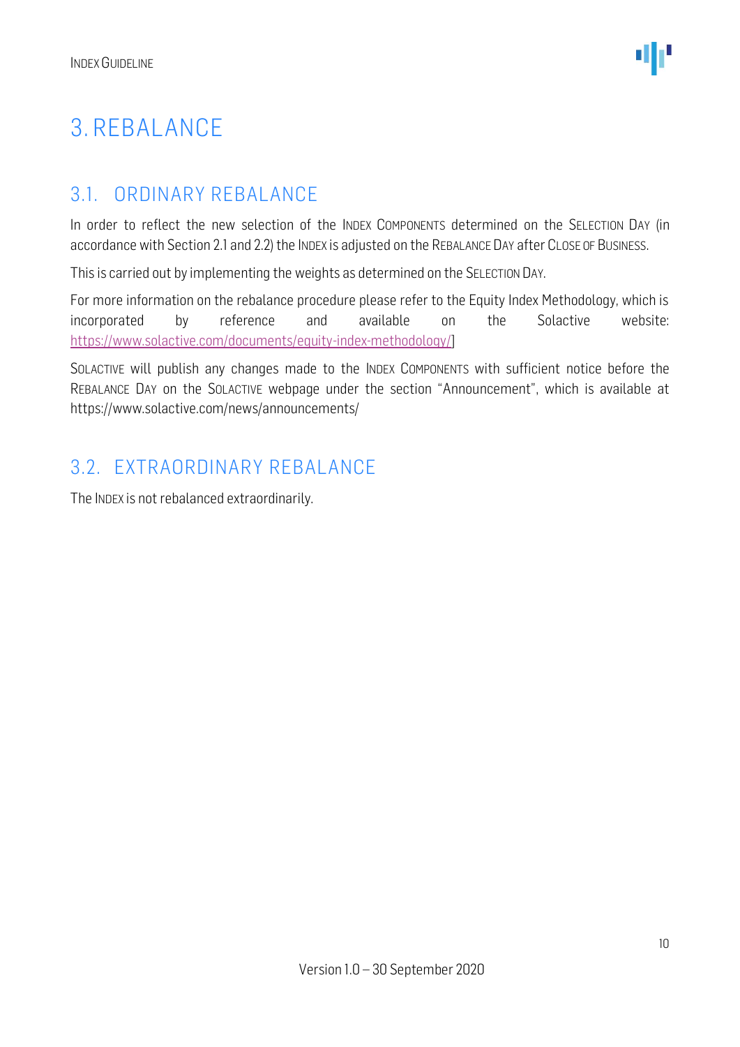# 3. REBALANCE

## 3.1. ORDINARY REBALANCE

In order to reflect the new selection of the INDEX COMPONENTS determined on the SELECTION DAY (in accordance with Section 2.1 and 2.2) the INDEX is adjusted on the REBALANCE DAY after CLOSE OF BUSINESS.

This is carried out by implementing the weights as determined on the SELECTION DAY.

For more information on the rebalance procedure please refer to the Equity Index Methodology, which is incorporated by reference and available on the Solactive website: https://www.solactive.com/documents/equity-index-methodology/]

SOLACTIVE will publish any changes made to the INDEX COMPONENTS with sufficient notice before the REBALANCE DAY on the SOLACTIVE webpage under the section "Announcement", which is available at https://www.solactive.com/news/announcements/

## 3.2. EXTRAORDINARY REBALANCE

The INDEX is not rebalanced extraordinarily.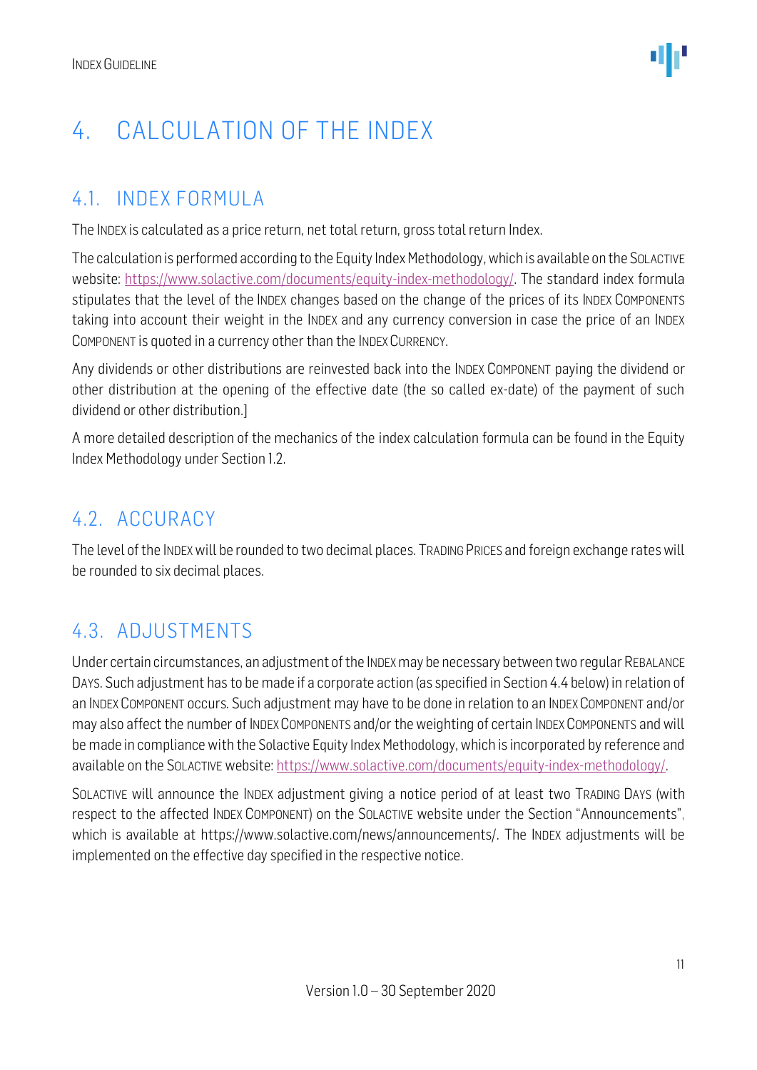# 4. CALCULATION OF THE INDEX

## 4.1. INDEX FORMULA

The INDEX is calculated as a price return, net total return, gross total return Index.

The calculation is performed according to the Equity Index Methodology, which is available on the SOLACTIVE website: https://www.solactive.com/documents/equity-index-methodology/. The standard index formula stipulates that the level of the INDEX changes based on the change of the prices of its INDEX COMPONENTS taking into account their weight in the INDEX and any currency conversion in case the price of an INDEX COMPONENT is quoted in a currency other than the INDEX CURRENCY.

Any dividends or other distributions are reinvested back into the INDEX COMPONENT paying the dividend or other distribution at the opening of the effective date (the so called ex-date) of the payment of such dividend or other distribution.]

A more detailed description of the mechanics of the index calculation formula can be found in the Equity Index Methodology under Section 1.2.

## 4.2. ACCURACY

The level of the INDEX will be rounded to two decimal places. TRADING PRICES and foreign exchange rates will be rounded to six decimal places.

## 4.3. ADJUSTMENTS

Under certain circumstances, an adjustment of the INDEX may be necessary between two regular REBALANCE DAYS. Such adjustment has to be made if a corporate action (as specified in Section 4.4 below) in relation of an INDEX COMPONENT occurs. Such adjustment may have to be done in relation to an INDEX COMPONENT and/or may also affect the number of INDEX COMPONENTS and/or the weighting of certain INDEX COMPONENTS and will be made in compliance with the Solactive Equity Index Methodology, which is incorporated by reference and available on the SOLACTIVE website: https://www.solactive.com/documents/equity-index-methodology/.

SOLACTIVE will announce the INDEX adjustment giving a notice period of at least two TRADING DAYS (with respect to the affected INDEX COMPONENT) on the SOLACTIVE website under the Section "Announcements", which is available at https://www.solactive.com/news/announcements/. The INDEX adjustments will be implemented on the effective day specified in the respective notice.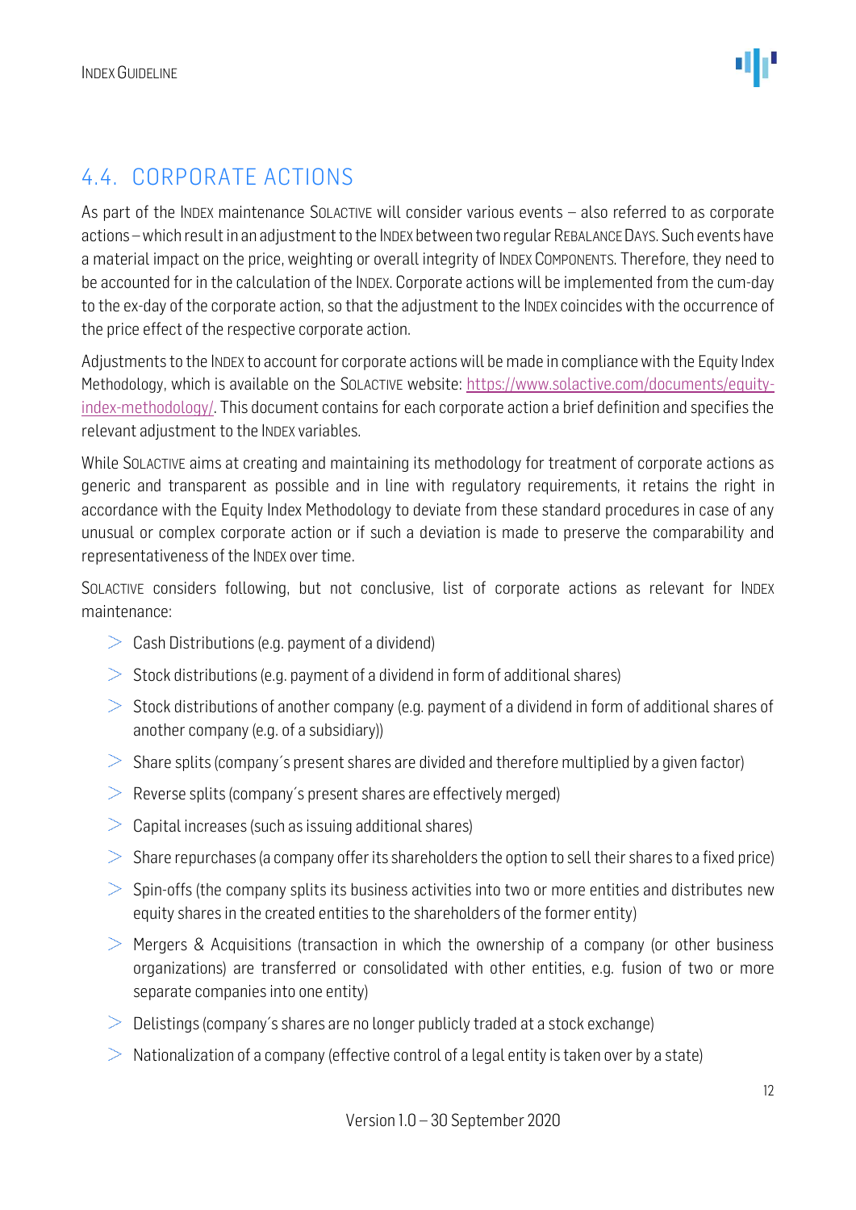## 4.4. CORPORATE ACTIONS

As part of the INDEX maintenance SOLACTIVE will consider various events – also referred to as corporate actions – which result in an adjustment to the INDEX between two regular REBALANCE DAYS. Such events have a material impact on the price, weighting or overall integrity of INDEX COMPONENTS. Therefore, they need to be accounted for in the calculation of the INDEX. Corporate actions will be implemented from the cum-day to the ex-day of the corporate action, so that the adjustment to the INDEX coincides with the occurrence of the price effect of the respective corporate action.

Adjustments to the INDEX to account for corporate actions will be made in compliance with the Equity Index Methodology, which is available on the SOLACTIVE website: [https://www.solactive.com/documents/equity-index-methodology/](https://www.solactive.com/documents/equity-index-methodology/). This document contains for each corporate action a brief definition and specifies the relevant adjustment to the INDEX variables.

While SOLACTIVE aims at creating and maintaining its methodology for treatment of corporate actions as generic and transparent as possible and in line with regulatory requirements, it retains the right in accordance with the Equity Index Methodology to deviate from these standard procedures in case of any unusual or complex corporate action or if such a deviation is made to preserve the comparability and representativeness of the INDEX over time.

SOLACTIVE considers following, but not conclusive, list of corporate actions as relevant for INDEX maintenance:

- Cash Distributions (e.g. payment of a dividend)
- Stock distributions (e.g. payment of a dividend in form of additional shares)
- Stock distributions of another company (e.g. payment of a dividend in form of additional shares of another company (e.g. of a subsidiary))
- Share splits (company´s present shares are divided and therefore multiplied by a given factor)
- Reverse splits (company´s present shares are effectively merged)
- Capital increases (such as issuing additional shares)
- Share repurchases (a company offer its shareholders the option to sell their shares to a fixed price)
- Spin-offs (the company splits its business activities into two or more entities and distributes new equity shares in the created entities to the shareholders of the former entity)
- Mergers & Acquisitions (transaction in which the ownership of a company (or other business organizations) are transferred or consolidated with other entities, e.g. fusion of two or more separate companies into one entity)
- Delistings (company´s shares are no longer publicly traded at a stock exchange)
- Nationalization of a company (effective control of a legal entity is taken over by a state)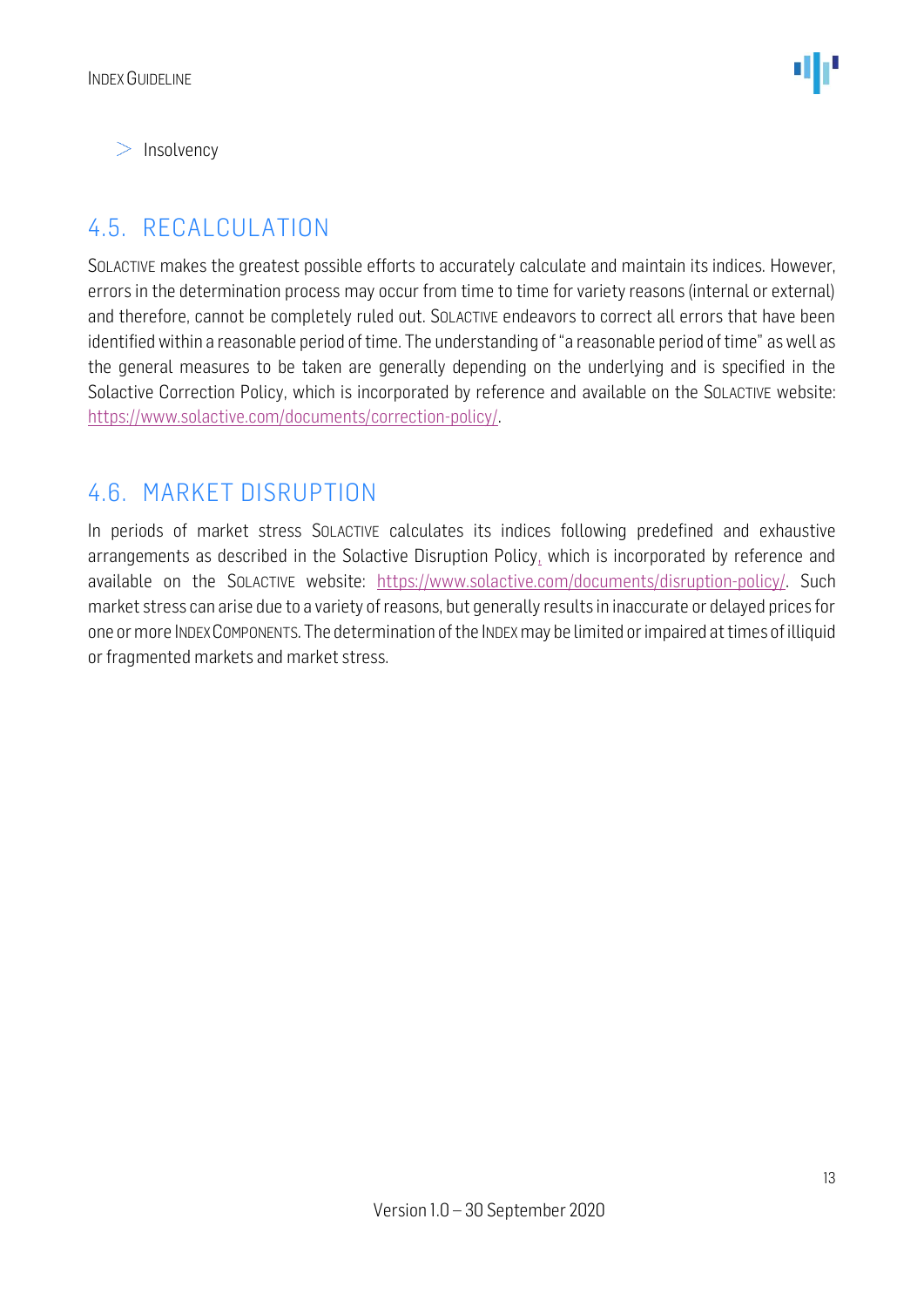- Insolvency

## 4.5. RECALCULATION

SOLACTIVE makes the greatest possible efforts to accurately calculate and maintain its indices. However, errors in the determination process may occur from time to time for variety reasons (internal or external) and therefore, cannot be completely ruled out. SOLACTIVE endeavors to correct all errors that have been identified within a reasonable period of time. The understanding of "a reasonable period of time" as well as the general measures to be taken are generally depending on the underlying and is specified in the Solactive Correction Policy, which is incorporated by reference and available on the SOLACTIVE website: https://www.solactive.com/documents/correction-policy/.

## 4.6. MARKET DISRUPTION

In periods of market stress SOLACTIVE calculates its indices following predefined and exhaustive arrangements as described in the Solactive Disruption Policy, which is incorporated by reference and available on the SOLACTIVE website: https://www.solactive.com/documents/disruption-policy/. Such market stress can arise due to a variety of reasons, but generally results in inaccurate or delayed prices for one or more INDEX COMPONENTS. The determination of the INDEX may be limited or impaired at times of illiquid or fragmented markets and market stress.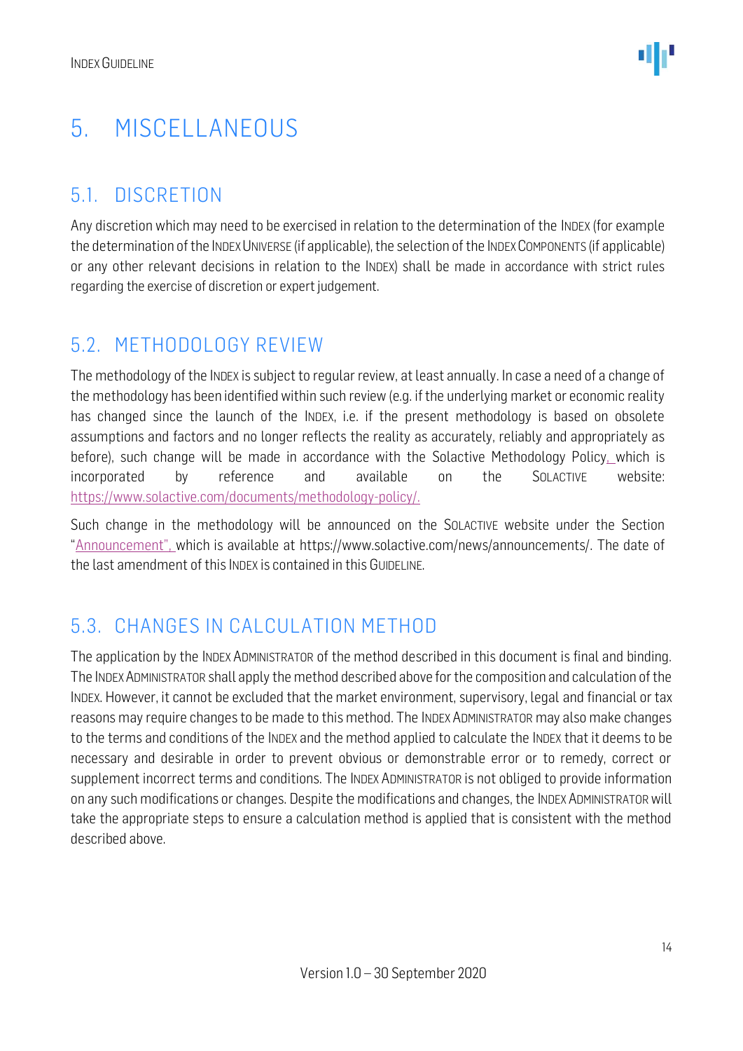# 5. MISCELLANEOUS

## 5.1. DISCRETION

Any discretion which may need to be exercised in relation to the determination of the INDEX (for example the determination of the INDEX UNIVERSE (if applicable), the selection of the INDEX COMPONENTS (if applicable) or any other relevant decisions in relation to the INDEX) shall be made in accordance with strict rules regarding the exercise of discretion or expert judgement.

## 5.2. METHODOLOGY REVIEW

The methodology of the INDEX is subject to regular review, at least annually. In case a need of a change of the methodology has been identified within such review (e.g. if the underlying market or economic reality has changed since the launch of the INDEX, i.e. if the present methodology is based on obsolete assumptions and factors and no longer reflects the reality as accurately, reliably and appropriately as before), such change will be made in accordance with the Solactive Methodology Policy, which is incorporated by reference and available on the SOLACTIVE website: https://www.solactive.com/documents/methodology-policy/.

Such change in the methodology will be announced on the SOLACTIVE website under the Section "Announcement", which is available at https://www.solactive.com/news/announcements/. The date of the last amendment of this INDEX is contained in this GUIDELINE.

## 5.3. CHANGES IN CALCULATION METHOD

The application by the INDEX ADMINISTRATOR of the method described in this document is final and binding. The INDEX ADMINISTRATOR shall apply the method described above for the composition and calculation of the INDEX. However, it cannot be excluded that the market environment, supervisory, legal and financial or tax reasons may require changes to be made to this method. The INDEX ADMINISTRATOR may also make changes to the terms and conditions of the INDEX and the method applied to calculate the INDEX that it deems to be necessary and desirable in order to prevent obvious or demonstrable error or to remedy, correct or supplement incorrect terms and conditions. The INDEX ADMINISTRATOR is not obliged to provide information on any such modifications or changes. Despite the modifications and changes, the INDEX ADMINISTRATOR will take the appropriate steps to ensure a calculation method is applied that is consistent with the method described above.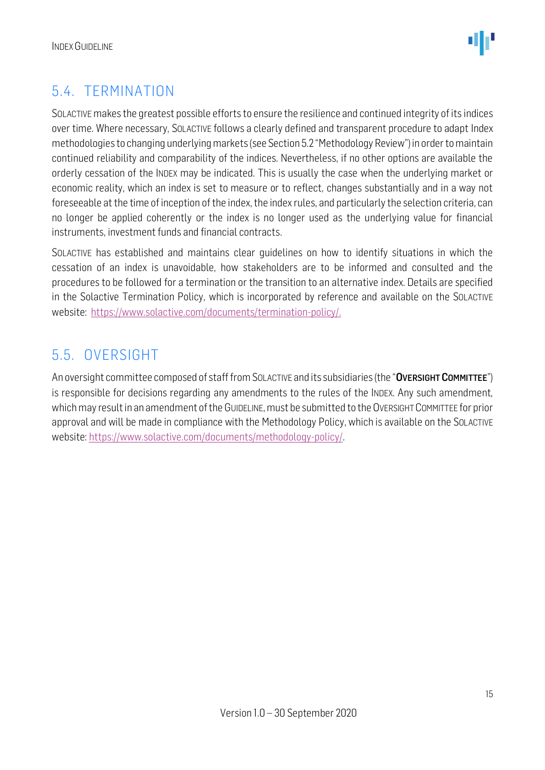## 5.4. TERMINATION

SOLACTIVE makes the greatest possible efforts to ensure the resilience and continued integrity of its indices over time. Where necessary, SOLACTIVE follows a clearly defined and transparent procedure to adapt Index methodologies to changing underlying markets (see Section 5.2 "Methodology Review") in order to maintain continued reliability and comparability of the indices. Nevertheless, if no other options are available the orderly cessation of the INDEX may be indicated. This is usually the case when the underlying market or economic reality, which an index is set to measure or to reflect, changes substantially and in a way not foreseeable at the time of inception of the index, the index rules, and particularly the selection criteria, can no longer be applied coherently or the index is no longer used as the underlying value for financial instruments, investment funds and financial contracts.

SOLACTIVE has established and maintains clear guidelines on how to identify situations in which the cessation of an index is unavoidable, how stakeholders are to be informed and consulted and the procedures to be followed for a termination or the transition to an alternative index. Details are specified in the Solactive Termination Policy, which is incorporated by reference and available on the SOLACTIVE website: https://www.solactive.com/documents/termination-policy/.

## 5.5. OVERSIGHT

An oversight committee composed of staff from SOLACTIVE and its subsidiaries (the "**OVERSIGHT COMMITTEE**") is responsible for decisions regarding any amendments to the rules of the INDEX. Any such amendment, which may result in an amendment of the GUIDELINE, must be submitted to the OVERSIGHT COMMITTEE for prior approval and will be made in compliance with the Methodology Policy, which is available on the SOLACTIVE website: https://www.solactive.com/documents/methodology-policy/.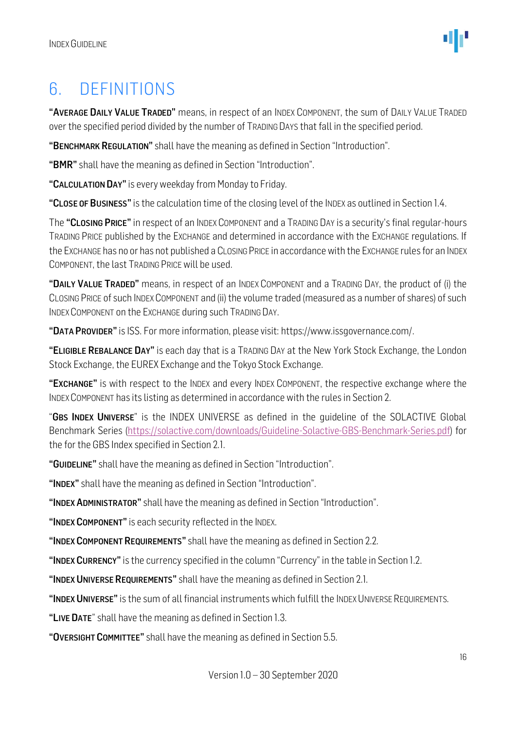# 6. DEFINITIONS

**"AVERAGE DAILY VALUE TRADED"** means, in respect of an INDEX COMPONENT, the sum of DAILY VALUE TRADED over the specified period divided by the number of TRADING DAYS that fall in the specified period.

**"BENCHMARK REGULATION"** shall have the meaning as defined in Section "Introduction".

**"BMR"** shall have the meaning as defined in Section "Introduction".

**"CALCULATION DAY"** is every weekday from Monday to Friday.

**"CLOSE OF BUSINESS"** is the calculation time of the closing level of the INDEX as outlined in Section 1.4.

The **"CLOSING PRICE"** in respect of an INDEX COMPONENT and a TRADING DAY is a security's final regular-hours TRADING PRICE published by the EXCHANGE and determined in accordance with the EXCHANGE regulations. If the EXCHANGE has no or has not published a CLOSING PRICE in accordance with the EXCHANGE rules for an INDEX COMPONENT, the last TRADING PRICE will be used.

**"DAILY VALUE TRADED"** means, in respect of an INDEX COMPONENT and a TRADING DAY, the product of (i) the CLOSING PRICE of such INDEX COMPONENT and (ii) the volume traded (measured as a number of shares) of such INDEX COMPONENT on the EXCHANGE during such TRADING DAY.

**"DATA PROVIDER"** is ISS. For more information, please visit: https://www.issgovernance.com/.

**"ELIGIBLE REBALANCE DAY"** is each day that is a TRADING DAY at the New York Stock Exchange, the London Stock Exchange, the EUREX Exchange and the Tokyo Stock Exchange.

**"EXCHANGE"** is with respect to the INDEX and every INDEX COMPONENT, the respective exchange where the INDEX COMPONENT has its listing as determined in accordance with the rules in Section 2.

"**GBS INDEX UNIVERSE**" is the INDEX UNIVERSE as defined in the guideline of the SOLACTIVE Global Benchmark Series (https://solactive.com/downloads/Guideline-Solactive-GBS-Benchmark-Series.pdf) for the for the GBS Index specified in Section 2.1.

**"GUIDELINE"** shall have the meaning as defined in Section "Introduction".

**"INDEX"** shall have the meaning as defined in Section "Introduction".

**"INDEX ADMINISTRATOR"** shall have the meaning as defined in Section "Introduction".

**"INDEX COMPONENT"** is each security reflected in the INDEX.

**"INDEX COMPONENT REQUIREMENTS"** shall have the meaning as defined in Section 2.2.

**"INDEX CURRENCY"** is the currency specified in the column "Currency" in the table in Section 1.2.

**"INDEX UNIVERSE REQUIREMENTS"** shall have the meaning as defined in Section 2.1.

**"INDEX UNIVERSE"** is the sum of all financial instruments which fulfill the INDEX UNIVERSE REQUIREMENTS.

**"LIVE DATE"** shall have the meaning as defined in Section 1.3.

**"OVERSIGHT COMMITTEE"** shall have the meaning as defined in Section 5.5.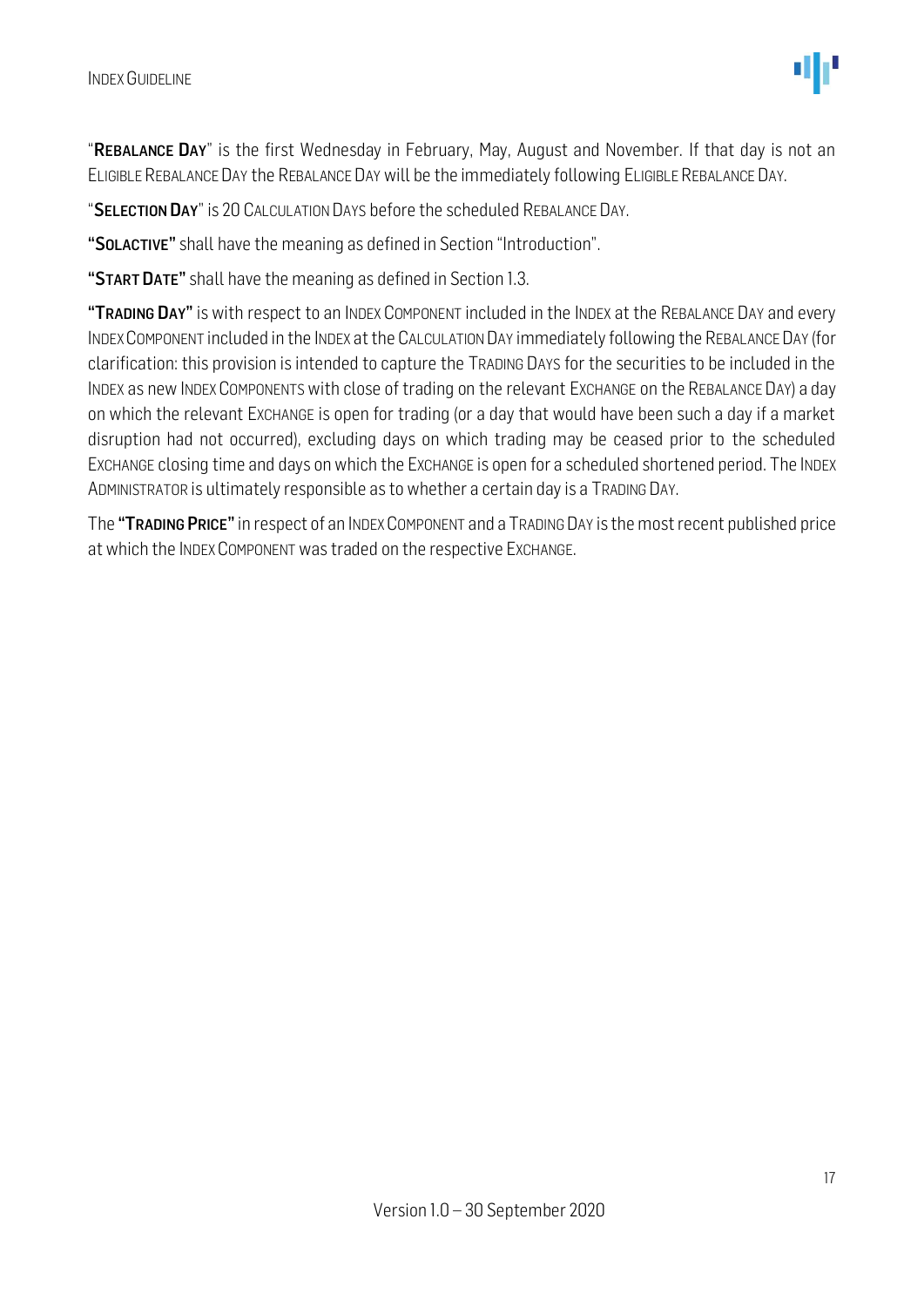"**REBALANCE DAY**" is the first Wednesday in February, May, August and November. If that day is not an ELIGIBLE REBALANCE DAY the REBALANCE DAY will be the immediately following ELIGIBLE REBALANCE DAY.

"**SELECTION DAY**" is 20 CALCULATION DAYS before the scheduled REBALANCE DAY.

"**SOLACTIVE**" shall have the meaning as defined in Section "Introduction".

"**START DATE**" shall have the meaning as defined in Section 1.3.

"**TRADING DAY**" is with respect to an INDEX COMPONENT included in the INDEX at the REBALANCE DAY and every INDEX COMPONENT included in the INDEX at the CALCULATION DAY immediately following the REBALANCE DAY (for clarification: this provision is intended to capture the TRADING DAYS for the securities to be included in the INDEX as new INDEX COMPONENTS with close of trading on the relevant EXCHANGE on the REBALANCE DAY) a day on which the relevant EXCHANGE is open for trading (or a day that would have been such a day if a market disruption had not occurred), excluding days on which trading may be ceased prior to the scheduled EXCHANGE closing time and days on which the EXCHANGE is open for a scheduled shortened period. The INDEX ADMINISTRATOR is ultimately responsible as to whether a certain day is a TRADING DAY.

The "**TRADING PRICE**" in respect of an INDEX COMPONENT and a TRADING DAY is the most recent published price at which the INDEX COMPONENT was traded on the respective EXCHANGE.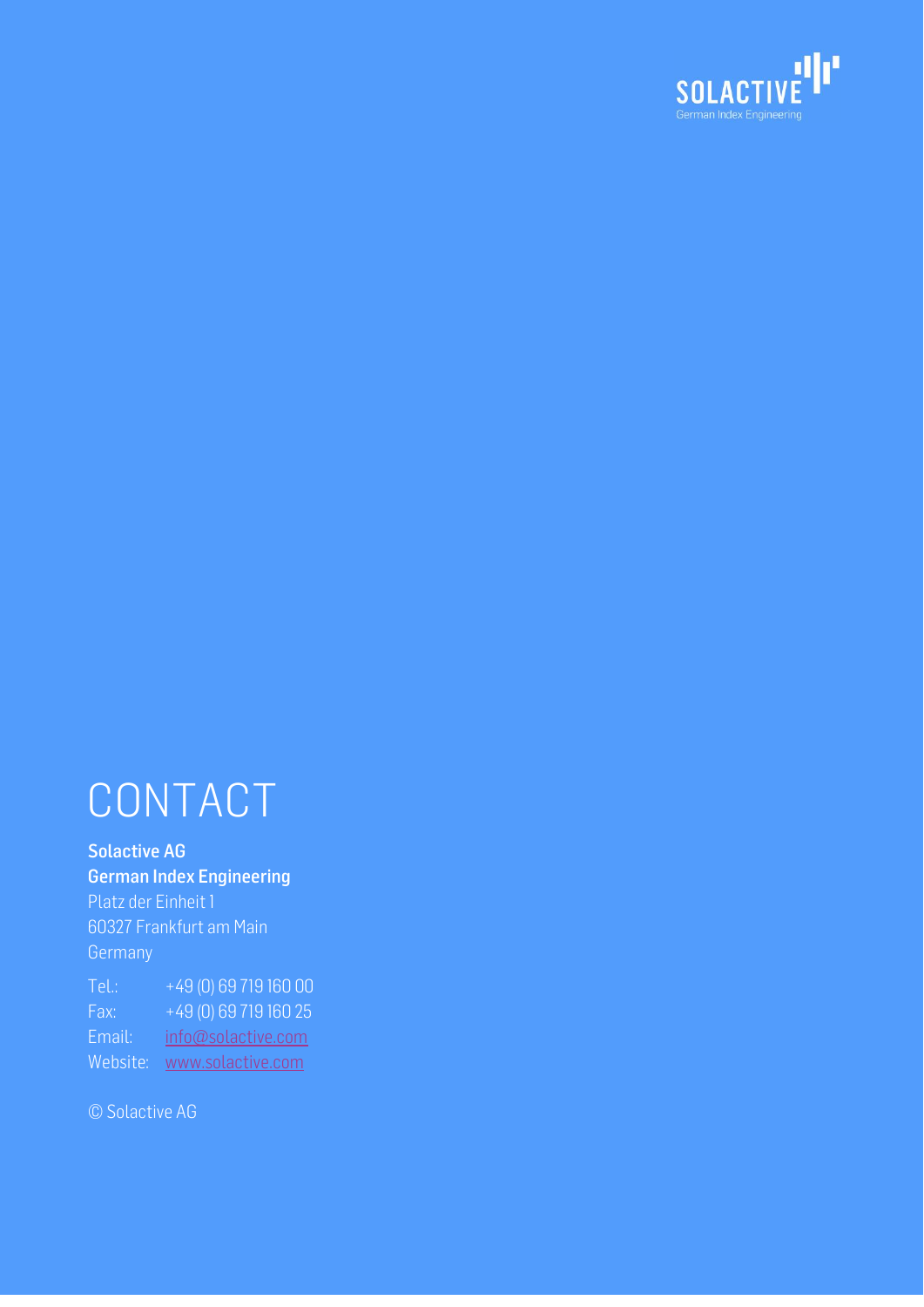# CONTACT

**Solactive AG**
**German Index Engineering**
Platz der Einheit 1
60327 Frankfurt am Main
Germany

Tel.: +49 (0) 69 719 160 00
Fax: +49 (0) 69 719 160 25
Email: info@solactive.com
Website: www.solactive.com

© Solactive AG